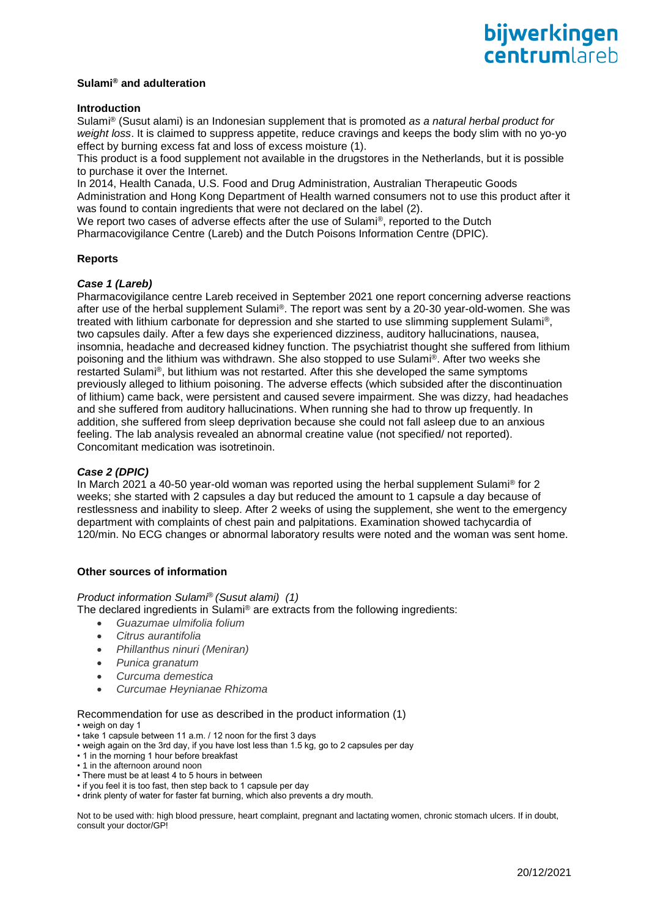**Sulami® and adulteration**

**Introduction**

Sulami® (Susut alami) is an Indonesian supplement that is promoted *as a natural herbal product for weight loss*. It is claimed to suppress appetite, reduce cravings and keeps the body slim with no yo-yo effect by burning excess fat and loss of excess moisture (1).

This product is a food supplement not available in the drugstores in the Netherlands, but it is possible to purchase it over the Internet.

In 2014, Health Canada, U.S. Food and Drug Administration, Australian Therapeutic Goods Administration and Hong Kong Department of Health warned consumers not to use this product after it was found to contain ingredients that were not declared on the label (2).

We report two cases of adverse effects after the use of Sulami®, reported to the Dutch Pharmacovigilance Centre (Lareb) and the Dutch Poisons Information Centre (DPIC).

**Reports**

***Case 1 (Lareb)***

Pharmacovigilance centre Lareb received in September 2021 one report concerning adverse reactions after use of the herbal supplement Sulami®. The report was sent by a 20-30 year-old-women. She was treated with lithium carbonate for depression and she started to use slimming supplement Sulami®, two capsules daily. After a few days she experienced dizziness, auditory hallucinations, nausea, insomnia, headache and decreased kidney function. The psychiatrist thought she suffered from lithium poisoning and the lithium was withdrawn. She also stopped to use Sulami®. After two weeks she restarted Sulami®, but lithium was not restarted. After this she developed the same symptoms previously alleged to lithium poisoning. The adverse effects (which subsided after the discontinuation of lithium) came back, were persistent and caused severe impairment. She was dizzy, had headaches and she suffered from auditory hallucinations. When running she had to throw up frequently. In addition, she suffered from sleep deprivation because she could not fall asleep due to an anxious feeling. The lab analysis revealed an abnormal creatine value (not specified/ not reported). Concomitant medication was isotretinoin.

***Case 2 (DPIC)***

In March 2021 a 40-50 year-old woman was reported using the herbal supplement Sulami® for 2 weeks; she started with 2 capsules a day but reduced the amount to 1 capsule a day because of restlessness and inability to sleep. After 2 weeks of using the supplement, she went to the emergency department with complaints of chest pain and palpitations. Examination showed tachycardia of 120/min. No ECG changes or abnormal laboratory results were noted and the woman was sent home.

**Other sources of information**

*Product information Sulami® (Susut alami) (1)*

The declared ingredients in Sulami® are extracts from the following ingredients:

- *Guazumae ulmifolia folium*
- *Citrus aurantifolia*
- *Phillanthus ninuri (Meniran)*
- *Punica granatum*
- *Curcuma demestica*
- *Curcumae Heynianae Rhizoma*

Recommendation for use as described in the product information (1)

- weigh on day 1
- take 1 capsule between 11 a.m. / 12 noon for the first 3 days
- weigh again on the 3rd day, if you have lost less than 1.5 kg, go to 2 capsules per day
- 1 in the morning 1 hour before breakfast
- 1 in the afternoon around noon
- There must be at least 4 to 5 hours in between
- if you feel it is too fast, then step back to 1 capsule per day
- drink plenty of water for faster fat burning, which also prevents a dry mouth.

Not to be used with: high blood pressure, heart complaint, pregnant and lactating women, chronic stomach ulcers. If in doubt, consult your doctor/GP!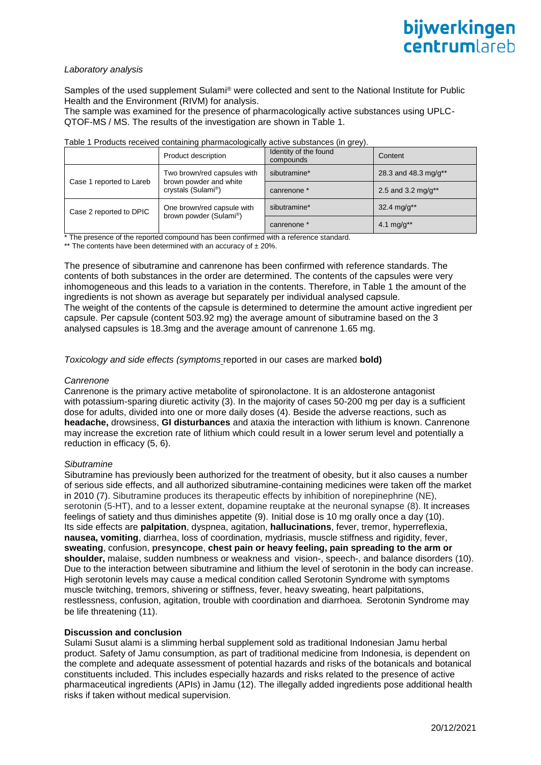*Laboratory analysis*

Samples of the used supplement Sulami® were collected and sent to the National Institute for Public Health and the Environment (RIVM) for analysis.
The sample was examined for the presence of pharmacologically active substances using UPLC-QTOF-MS / MS. The results of the investigation are shown in Table 1.

Table 1 Products received containing pharmacologically active substances (in grey).

| | Product description | Identity of the found compounds | Content |
|---|---|---|---|
| Case 1 reported to Lareb | Two brown/red capsules with brown powder and white crystals (Sulami®) | sibutramine* | 28.3 and 48.3 mg/g** |
| | | canrenone * | 2.5 and 3.2 mg/g** |
| Case 2 reported to DPIC | One brown/red capsule with brown powder (Sulami®) | sibutramine* | 32.4 mg/g** |
| | | canrenone * | 4.1 mg/g** |

* The presence of the reported compound has been confirmed with a reference standard.
** The contents have been determined with an accuracy of ± 20%.

The presence of sibutramine and canrenone has been confirmed with reference standards. The contents of both substances in the order are determined. The contents of the capsules were very inhomogeneous and this leads to a variation in the contents. Therefore, in Table 1 the amount of the ingredients is not shown as average but separately per individual analysed capsule.
The weight of the contents of the capsule is determined to determine the amount active ingredient per capsule. Per capsule (content 503.92 mg) the average amount of sibutramine based on the 3 analysed capsules is 18.3mg and the average amount of canrenone 1.65 mg.

*Toxicology and side effects (symptoms* reported in our cases are marked **bold)**

*Canrenone*
Canrenone is the primary active metabolite of spironolactone. It is an aldosterone antagonist with potassium-sparing diuretic activity (3). In the majority of cases 50-200 mg per day is a sufficient dose for adults, divided into one or more daily doses (4). Beside the adverse reactions, such as **headache,** drowsiness, **GI disturbances** and ataxia the interaction with lithium is known. Canrenone may increase the excretion rate of lithium which could result in a lower serum level and potentially a reduction in efficacy (5, 6).

*Sibutramine*
Sibutramine has previously been authorized for the treatment of obesity, but it also causes a number of serious side effects, and all authorized sibutramine-containing medicines were taken off the market in 2010 (7). Sibutramine produces its therapeutic effects by inhibition of norepinephrine (NE), serotonin (5-HT), and to a lesser extent, dopamine reuptake at the neuronal synapse (8). It increases feelings of satiety and thus diminishes appetite (9). Initial dose is 10 mg orally once a day (10).
Its side effects are **palpitation**, dyspnea, agitation, **hallucinations**, fever, tremor, hyperreflexia, **nausea, vomiting**, diarrhea, loss of coordination, mydriasis, muscle stiffness and rigidity, fever, **sweating**, confusion, **presyncope**, **chest pain or heavy feeling, pain spreading to the arm or shoulder,** malaise, sudden numbness or weakness and vision-, speech-, and balance disorders (10).
Due to the interaction between sibutramine and lithium the level of serotonin in the body can increase. High serotonin levels may cause a medical condition called Serotonin Syndrome with symptoms muscle twitching, tremors, shivering or stiffness, fever, heavy sweating, heart palpitations, restlessness, confusion, agitation, trouble with coordination and diarrhoea. Serotonin Syndrome may be life threatening (11).

**Discussion and conclusion**
Sulami Susut alami is a slimming herbal supplement sold as traditional Indonesian Jamu herbal product. Safety of Jamu consumption, as part of traditional medicine from Indonesia, is dependent on the complete and adequate assessment of potential hazards and risks of the botanicals and botanical constituents included. This includes especially hazards and risks related to the presence of active pharmaceutical ingredients (APIs) in Jamu (12). The illegally added ingredients pose additional health risks if taken without medical supervision.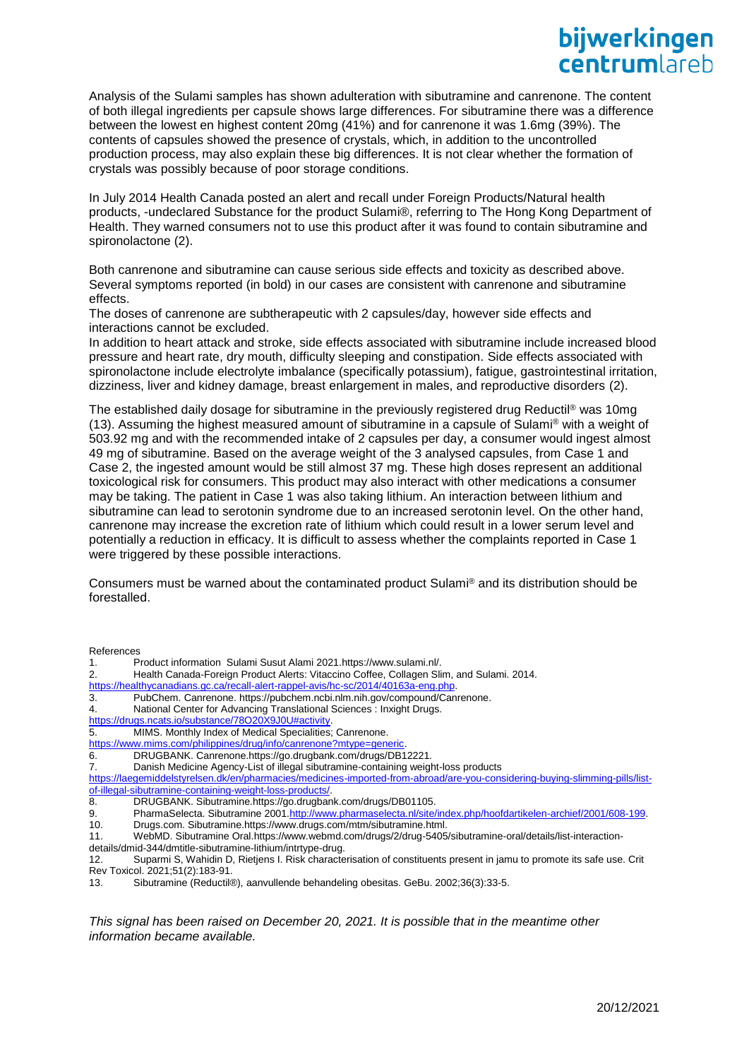Analysis of the Sulami samples has shown adulteration with sibutramine and canrenone. The content of both illegal ingredients per capsule shows large differences. For sibutramine there was a difference between the lowest en highest content 20mg (41%) and for canrenone it was 1.6mg (39%). The contents of capsules showed the presence of crystals, which, in addition to the uncontrolled production process, may also explain these big differences. It is not clear whether the formation of crystals was possibly because of poor storage conditions.

In July 2014 Health Canada posted an alert and recall under Foreign Products/Natural health products, -undeclared Substance for the product Sulami®, referring to The Hong Kong Department of Health. They warned consumers not to use this product after it was found to contain sibutramine and spironolactone (2).

Both canrenone and sibutramine can cause serious side effects and toxicity as described above. Several symptoms reported (in bold) in our cases are consistent with canrenone and sibutramine effects.
The doses of canrenone are subtherapeutic with 2 capsules/day, however side effects and interactions cannot be excluded.
In addition to heart attack and stroke, side effects associated with sibutramine include increased blood pressure and heart rate, dry mouth, difficulty sleeping and constipation. Side effects associated with spironolactone include electrolyte imbalance (specifically potassium), fatigue, gastrointestinal irritation, dizziness, liver and kidney damage, breast enlargement in males, and reproductive disorders (2).

The established daily dosage for sibutramine in the previously registered drug Reductil® was 10mg (13). Assuming the highest measured amount of sibutramine in a capsule of Sulami® with a weight of 503.92 mg and with the recommended intake of 2 capsules per day, a consumer would ingest almost 49 mg of sibutramine. Based on the average weight of the 3 analysed capsules, from Case 1 and Case 2, the ingested amount would be still almost 37 mg. These high doses represent an additional toxicological risk for consumers. This product may also interact with other medications a consumer may be taking. The patient in Case 1 was also taking lithium. An interaction between lithium and sibutramine can lead to serotonin syndrome due to an increased serotonin level. On the other hand, canrenone may increase the excretion rate of lithium which could result in a lower serum level and potentially a reduction in efficacy. It is difficult to assess whether the complaints reported in Case 1 were triggered by these possible interactions.

Consumers must be warned about the contaminated product Sulami® and its distribution should be forestalled.

References

1. Product information Sulami Susut Alami 2021.https://www.sulami.nl/.
2. Health Canada-Foreign Product Alerts: Vitaccino Coffee, Collagen Slim, and Sulami. 2014. https://healthycanadians.gc.ca/recall-alert-rappel-avis/hc-sc/2014/40163a-eng.php.
3. PubChem. Canrenone. https://pubchem.ncbi.nlm.nih.gov/compound/Canrenone.
4. National Center for Advancing Translational Sciences : Inxight Drugs. https://drugs.ncats.io/substance/78O20X9J0U#activity.
5. MIMS. Monthly Index of Medical Specialities; Canrenone. https://www.mims.com/philippines/drug/info/canrenone?mtype=generic.
6. DRUGBANK. Canrenone.https://go.drugbank.com/drugs/DB12221.
7. Danish Medicine Agency-List of illegal sibutramine-containing weight-loss products https://laegemiddelstyrelsen.dk/en/pharmacies/medicines-imported-from-abroad/are-you-considering-buying-slimming-pills/list-of-illegal-sibutramine-containing-weight-loss-products/.
8. DRUGBANK. Sibutramine.https://go.drugbank.com/drugs/DB01105.
9. PharmaSelecta. Sibutramine 2001.http://www.pharmaselecta.nl/site/index.php/hoofdartikelen-archief/2001/608-199.
10. Drugs.com. Sibutramine.https://www.drugs.com/mtm/sibutramine.html.
11. WebMD. Sibutramine Oral.https://www.webmd.com/drugs/2/drug-5405/sibutramine-oral/details/list-interaction-details/dmid-344/dmtitle-sibutramine-lithium/intrtype-drug.
12. Suparmi S, Wahidin D, Rietjens I. Risk characterisation of constituents present in jamu to promote its safe use. Crit Rev Toxicol. 2021;51(2):183-91.
13. Sibutramine (Reductil®), aanvullende behandeling obesitas. GeBu. 2002;36(3):33-5.

*This signal has been raised on December 20, 2021. It is possible that in the meantime other information became available.*